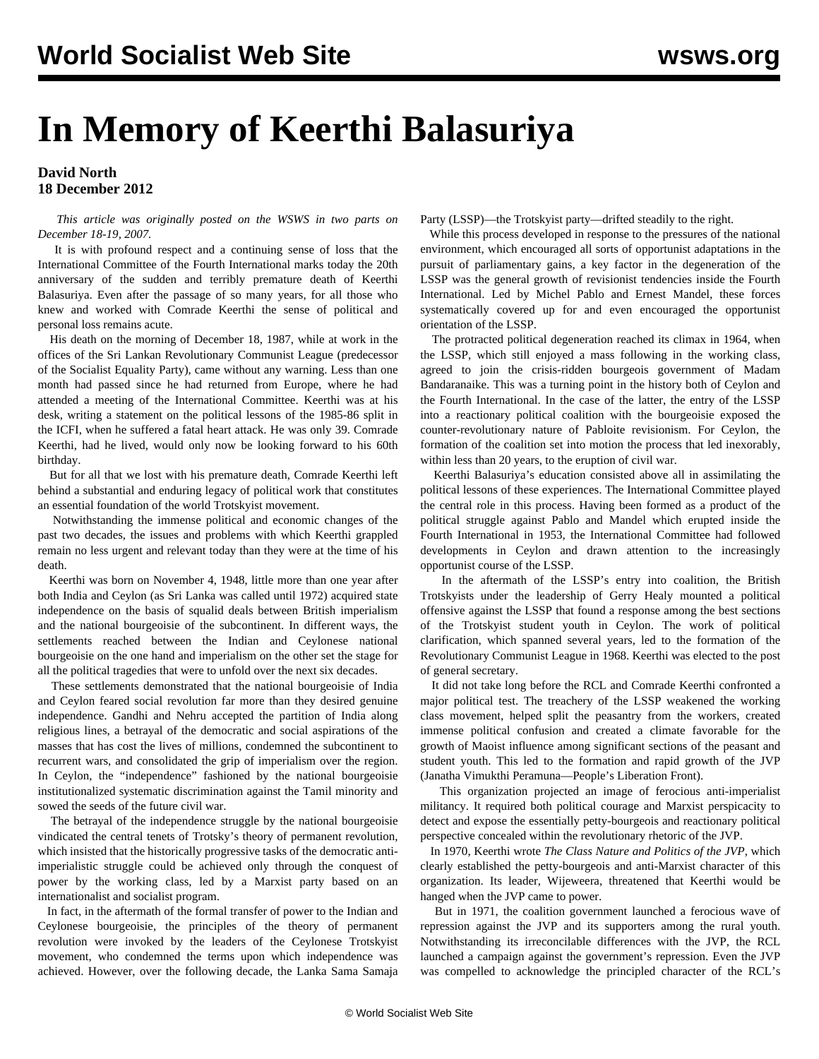# In Memory of Keerthi Balasuriya

**David North**
**18 December 2012**

*This article was originally posted on the WSWS in two parts on December 18-19, 2007.*

It is with profound respect and a continuing sense of loss that the International Committee of the Fourth International marks today the 20th anniversary of the sudden and terribly premature death of Keerthi Balasuriya. Even after the passage of so many years, for all those who knew and worked with Comrade Keerthi the sense of political and personal loss remains acute.

His death on the morning of December 18, 1987, while at work in the offices of the Sri Lankan Revolutionary Communist League (predecessor of the Socialist Equality Party), came without any warning. Less than one month had passed since he had returned from Europe, where he had attended a meeting of the International Committee. Keerthi was at his desk, writing a statement on the political lessons of the 1985-86 split in the ICFI, when he suffered a fatal heart attack. He was only 39. Comrade Keerthi, had he lived, would only now be looking forward to his 60th birthday.

But for all that we lost with his premature death, Comrade Keerthi left behind a substantial and enduring legacy of political work that constitutes an essential foundation of the world Trotskyist movement.

Notwithstanding the immense political and economic changes of the past two decades, the issues and problems with which Keerthi grappled remain no less urgent and relevant today than they were at the time of his death.

Keerthi was born on November 4, 1948, little more than one year after both India and Ceylon (as Sri Lanka was called until 1972) acquired state independence on the basis of squalid deals between British imperialism and the national bourgeoisie of the subcontinent. In different ways, the settlements reached between the Indian and Ceylonese national bourgeoisie on the one hand and imperialism on the other set the stage for all the political tragedies that were to unfold over the next six decades.

These settlements demonstrated that the national bourgeoisie of India and Ceylon feared social revolution far more than they desired genuine independence. Gandhi and Nehru accepted the partition of India along religious lines, a betrayal of the democratic and social aspirations of the masses that has cost the lives of millions, condemned the subcontinent to recurrent wars, and consolidated the grip of imperialism over the region. In Ceylon, the "independence" fashioned by the national bourgeoisie institutionalized systematic discrimination against the Tamil minority and sowed the seeds of the future civil war.

The betrayal of the independence struggle by the national bourgeoisie vindicated the central tenets of Trotsky's theory of permanent revolution, which insisted that the historically progressive tasks of the democratic anti-imperialistic struggle could be achieved only through the conquest of power by the working class, led by a Marxist party based on an internationalist and socialist program.

In fact, in the aftermath of the formal transfer of power to the Indian and Ceylonese bourgeoisie, the principles of the theory of permanent revolution were invoked by the leaders of the Ceylonese Trotskyist movement, who condemned the terms upon which independence was achieved. However, over the following decade, the Lanka Sama Samaja Party (LSSP)—the Trotskyist party—drifted steadily to the right.

While this process developed in response to the pressures of the national environment, which encouraged all sorts of opportunist adaptations in the pursuit of parliamentary gains, a key factor in the degeneration of the LSSP was the general growth of revisionist tendencies inside the Fourth International. Led by Michel Pablo and Ernest Mandel, these forces systematically covered up for and even encouraged the opportunist orientation of the LSSP.

The protracted political degeneration reached its climax in 1964, when the LSSP, which still enjoyed a mass following in the working class, agreed to join the crisis-ridden bourgeois government of Madam Bandaranaike. This was a turning point in the history both of Ceylon and the Fourth International. In the case of the latter, the entry of the LSSP into a reactionary political coalition with the bourgeoisie exposed the counter-revolutionary nature of Pabloite revisionism. For Ceylon, the formation of the coalition set into motion the process that led inexorably, within less than 20 years, to the eruption of civil war.

Keerthi Balasuriya's education consisted above all in assimilating the political lessons of these experiences. The International Committee played the central role in this process. Having been formed as a product of the political struggle against Pablo and Mandel which erupted inside the Fourth International in 1953, the International Committee had followed developments in Ceylon and drawn attention to the increasingly opportunist course of the LSSP.

In the aftermath of the LSSP's entry into coalition, the British Trotskyists under the leadership of Gerry Healy mounted a political offensive against the LSSP that found a response among the best sections of the Trotskyist student youth in Ceylon. The work of political clarification, which spanned several years, led to the formation of the Revolutionary Communist League in 1968. Keerthi was elected to the post of general secretary.

It did not take long before the RCL and Comrade Keerthi confronted a major political test. The treachery of the LSSP weakened the working class movement, helped split the peasantry from the workers, created immense political confusion and created a climate favorable for the growth of Maoist influence among significant sections of the peasant and student youth. This led to the formation and rapid growth of the JVP (Janatha Vimukthi Peramuna—People's Liberation Front).

This organization projected an image of ferocious anti-imperialist militancy. It required both political courage and Marxist perspicacity to detect and expose the essentially petty-bourgeois and reactionary political perspective concealed within the revolutionary rhetoric of the JVP.

In 1970, Keerthi wrote *The Class Nature and Politics of the JVP*, which clearly established the petty-bourgeois and anti-Marxist character of this organization. Its leader, Wijeweera, threatened that Keerthi would be hanged when the JVP came to power.

But in 1971, the coalition government launched a ferocious wave of repression against the JVP and its supporters among the rural youth. Notwithstanding its irreconcilable differences with the JVP, the RCL launched a campaign against the government's repression. Even the JVP was compelled to acknowledge the principled character of the RCL's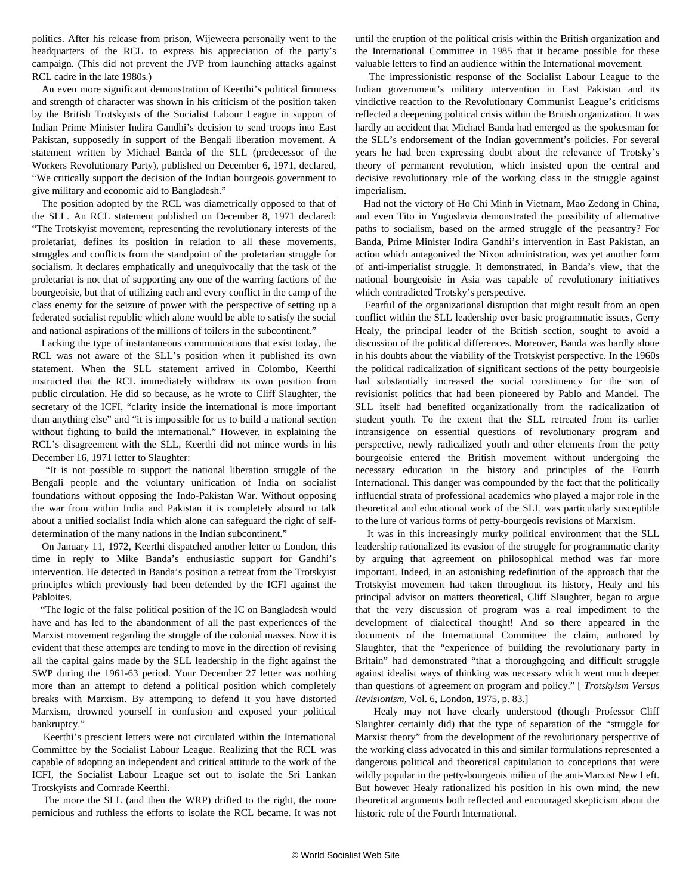politics. After his release from prison, Wijeweera personally went to the headquarters of the RCL to express his appreciation of the party's campaign. (This did not prevent the JVP from launching attacks against RCL cadre in the late 1980s.)

An even more significant demonstration of Keerthi's political firmness and strength of character was shown in his criticism of the position taken by the British Trotskyists of the Socialist Labour League in support of Indian Prime Minister Indira Gandhi's decision to send troops into East Pakistan, supposedly in support of the Bengali liberation movement. A statement written by Michael Banda of the SLL (predecessor of the Workers Revolutionary Party), published on December 6, 1971, declared, "We critically support the decision of the Indian bourgeois government to give military and economic aid to Bangladesh."

The position adopted by the RCL was diametrically opposed to that of the SLL. An RCL statement published on December 8, 1971 declared: "The Trotskyist movement, representing the revolutionary interests of the proletariat, defines its position in relation to all these movements, struggles and conflicts from the standpoint of the proletarian struggle for socialism. It declares emphatically and unequivocally that the task of the proletariat is not that of supporting any one of the warring factions of the bourgeoisie, but that of utilizing each and every conflict in the camp of the class enemy for the seizure of power with the perspective of setting up a federated socialist republic which alone would be able to satisfy the social and national aspirations of the millions of toilers in the subcontinent."

Lacking the type of instantaneous communications that exist today, the RCL was not aware of the SLL's position when it published its own statement. When the SLL statement arrived in Colombo, Keerthi instructed that the RCL immediately withdraw its own position from public circulation. He did so because, as he wrote to Cliff Slaughter, the secretary of the ICFI, "clarity inside the international is more important than anything else" and "it is impossible for us to build a national section without fighting to build the international." However, in explaining the RCL's disagreement with the SLL, Keerthi did not mince words in his December 16, 1971 letter to Slaughter:

"It is not possible to support the national liberation struggle of the Bengali people and the voluntary unification of India on socialist foundations without opposing the Indo-Pakistan War. Without opposing the war from within India and Pakistan it is completely absurd to talk about a unified socialist India which alone can safeguard the right of self-determination of the many nations in the Indian subcontinent."

On January 11, 1972, Keerthi dispatched another letter to London, this time in reply to Mike Banda's enthusiastic support for Gandhi's intervention. He detected in Banda's position a retreat from the Trotskyist principles which previously had been defended by the ICFI against the Pabloites.

"The logic of the false political position of the IC on Bangladesh would have and has led to the abandonment of all the past experiences of the Marxist movement regarding the struggle of the colonial masses. Now it is evident that these attempts are tending to move in the direction of revising all the capital gains made by the SLL leadership in the fight against the SWP during the 1961-63 period. Your December 27 letter was nothing more than an attempt to defend a political position which completely breaks with Marxism. By attempting to defend it you have distorted Marxism, drowned yourself in confusion and exposed your political bankruptcy."

Keerthi's prescient letters were not circulated within the International Committee by the Socialist Labour League. Realizing that the RCL was capable of adopting an independent and critical attitude to the work of the ICFI, the Socialist Labour League set out to isolate the Sri Lankan Trotskyists and Comrade Keerthi.

The more the SLL (and then the WRP) drifted to the right, the more pernicious and ruthless the efforts to isolate the RCL became. It was not until the eruption of the political crisis within the British organization and the International Committee in 1985 that it became possible for these valuable letters to find an audience within the International movement.

The impressionistic response of the Socialist Labour League to the Indian government's military intervention in East Pakistan and its vindictive reaction to the Revolutionary Communist League's criticisms reflected a deepening political crisis within the British organization. It was hardly an accident that Michael Banda had emerged as the spokesman for the SLL's endorsement of the Indian government's policies. For several years he had been expressing doubt about the relevance of Trotsky's theory of permanent revolution, which insisted upon the central and decisive revolutionary role of the working class in the struggle against imperialism.

Had not the victory of Ho Chi Minh in Vietnam, Mao Zedong in China, and even Tito in Yugoslavia demonstrated the possibility of alternative paths to socialism, based on the armed struggle of the peasantry? For Banda, Prime Minister Indira Gandhi's intervention in East Pakistan, an action which antagonized the Nixon administration, was yet another form of anti-imperialist struggle. It demonstrated, in Banda's view, that the national bourgeoisie in Asia was capable of revolutionary initiatives which contradicted Trotsky's perspective.

Fearful of the organizational disruption that might result from an open conflict within the SLL leadership over basic programmatic issues, Gerry Healy, the principal leader of the British section, sought to avoid a discussion of the political differences. Moreover, Banda was hardly alone in his doubts about the viability of the Trotskyist perspective. In the 1960s the political radicalization of significant sections of the petty bourgeoisie had substantially increased the social constituency for the sort of revisionist politics that had been pioneered by Pablo and Mandel. The SLL itself had benefited organizationally from the radicalization of student youth. To the extent that the SLL retreated from its earlier intransigence on essential questions of revolutionary program and perspective, newly radicalized youth and other elements from the petty bourgeoisie entered the British movement without undergoing the necessary education in the history and principles of the Fourth International. This danger was compounded by the fact that the politically influential strata of professional academics who played a major role in the theoretical and educational work of the SLL was particularly susceptible to the lure of various forms of petty-bourgeois revisions of Marxism.

It was in this increasingly murky political environment that the SLL leadership rationalized its evasion of the struggle for programmatic clarity by arguing that agreement on philosophical method was far more important. Indeed, in an astonishing redefinition of the approach that the Trotskyist movement had taken throughout its history, Healy and his principal advisor on matters theoretical, Cliff Slaughter, began to argue that the very discussion of program was a real impediment to the development of dialectical thought! And so there appeared in the documents of the International Committee the claim, authored by Slaughter, that the "experience of building the revolutionary party in Britain" had demonstrated "that a thoroughgoing and difficult struggle against idealist ways of thinking was necessary which went much deeper than questions of agreement on program and policy." [ *Trotskyism Versus Revisionism,* Vol. 6, London, 1975, p. 83.]

Healy may not have clearly understood (though Professor Cliff Slaughter certainly did) that the type of separation of the "struggle for Marxist theory" from the development of the revolutionary perspective of the working class advocated in this and similar formulations represented a dangerous political and theoretical capitulation to conceptions that were wildly popular in the petty-bourgeois milieu of the anti-Marxist New Left. But however Healy rationalized his position in his own mind, the new theoretical arguments both reflected and encouraged skepticism about the historic role of the Fourth International.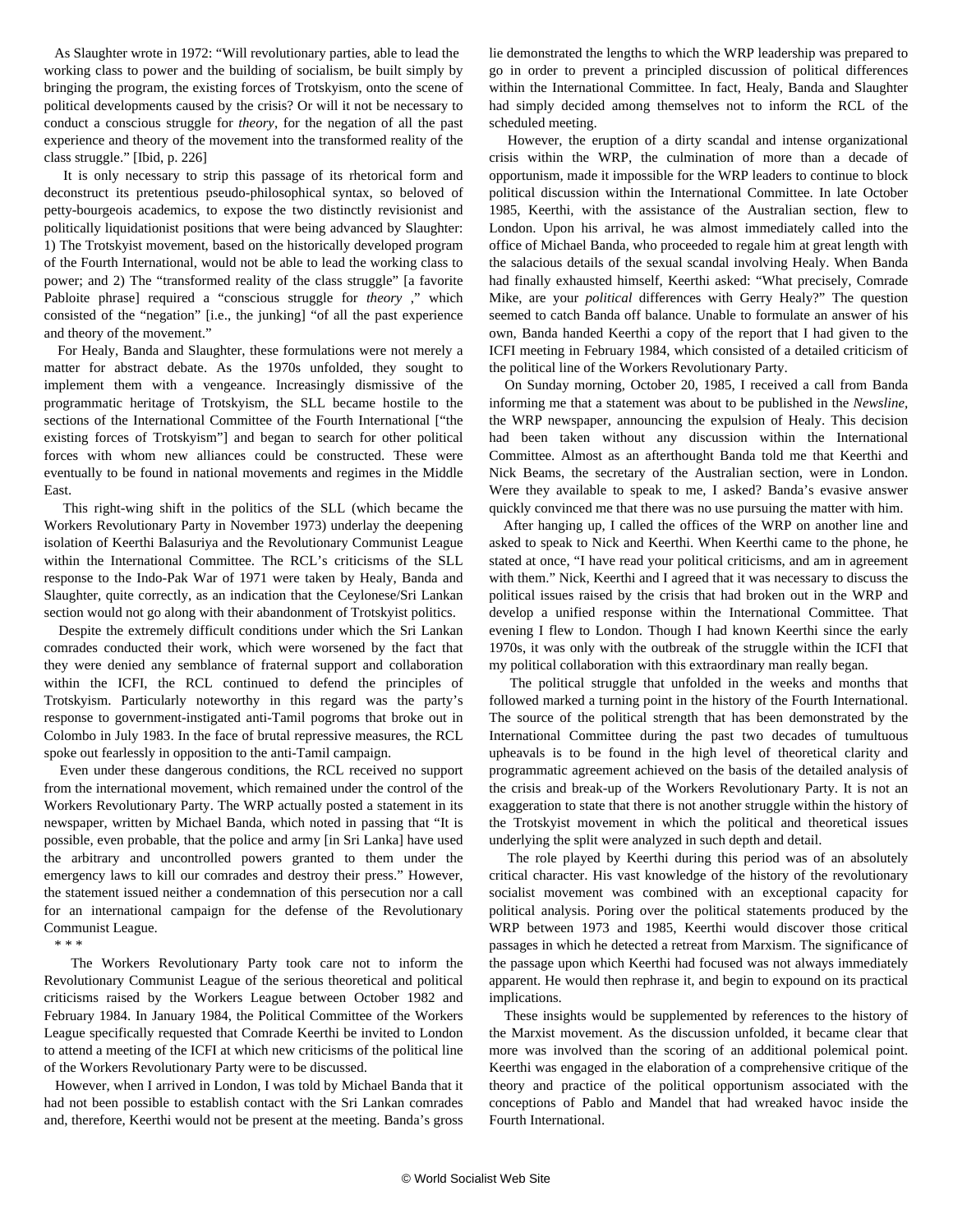As Slaughter wrote in 1972: "Will revolutionary parties, able to lead the working class to power and the building of socialism, be built simply by bringing the program, the existing forces of Trotskyism, onto the scene of political developments caused by the crisis? Or will it not be necessary to conduct a conscious struggle for *theory*, for the negation of all the past experience and theory of the movement into the transformed reality of the class struggle." [Ibid, p. 226]

It is only necessary to strip this passage of its rhetorical form and deconstruct its pretentious pseudo-philosophical syntax, so beloved of petty-bourgeois academics, to expose the two distinctly revisionist and politically liquidationist positions that were being advanced by Slaughter: 1) The Trotskyist movement, based on the historically developed program of the Fourth International, would not be able to lead the working class to power; and 2) The "transformed reality of the class struggle" [a favorite Pabloite phrase] required a "conscious struggle for *theory* ," which consisted of the "negation" [i.e., the junking] "of all the past experience and theory of the movement."

For Healy, Banda and Slaughter, these formulations were not merely a matter for abstract debate. As the 1970s unfolded, they sought to implement them with a vengeance. Increasingly dismissive of the programmatic heritage of Trotskyism, the SLL became hostile to the sections of the International Committee of the Fourth International ["the existing forces of Trotskyism"] and began to search for other political forces with whom new alliances could be constructed. These were eventually to be found in national movements and regimes in the Middle East.

This right-wing shift in the politics of the SLL (which became the Workers Revolutionary Party in November 1973) underlay the deepening isolation of Keerthi Balasuriya and the Revolutionary Communist League within the International Committee. The RCL's criticisms of the SLL response to the Indo-Pak War of 1971 were taken by Healy, Banda and Slaughter, quite correctly, as an indication that the Ceylonese/Sri Lankan section would not go along with their abandonment of Trotskyist politics.

Despite the extremely difficult conditions under which the Sri Lankan comrades conducted their work, which were worsened by the fact that they were denied any semblance of fraternal support and collaboration within the ICFI, the RCL continued to defend the principles of Trotskyism. Particularly noteworthy in this regard was the party's response to government-instigated anti-Tamil pogroms that broke out in Colombo in July 1983. In the face of brutal repressive measures, the RCL spoke out fearlessly in opposition to the anti-Tamil campaign.

Even under these dangerous conditions, the RCL received no support from the international movement, which remained under the control of the Workers Revolutionary Party. The WRP actually posted a statement in its newspaper, written by Michael Banda, which noted in passing that "It is possible, even probable, that the police and army [in Sri Lanka] have used the arbitrary and uncontrolled powers granted to them under the emergency laws to kill our comrades and destroy their press." However, the statement issued neither a condemnation of this persecution nor a call for an international campaign for the defense of the Revolutionary Communist League.

\* \* \*

The Workers Revolutionary Party took care not to inform the Revolutionary Communist League of the serious theoretical and political criticisms raised by the Workers League between October 1982 and February 1984. In January 1984, the Political Committee of the Workers League specifically requested that Comrade Keerthi be invited to London to attend a meeting of the ICFI at which new criticisms of the political line of the Workers Revolutionary Party were to be discussed.

However, when I arrived in London, I was told by Michael Banda that it had not been possible to establish contact with the Sri Lankan comrades and, therefore, Keerthi would not be present at the meeting. Banda's gross lie demonstrated the lengths to which the WRP leadership was prepared to go in order to prevent a principled discussion of political differences within the International Committee. In fact, Healy, Banda and Slaughter had simply decided among themselves not to inform the RCL of the scheduled meeting.

However, the eruption of a dirty scandal and intense organizational crisis within the WRP, the culmination of more than a decade of opportunism, made it impossible for the WRP leaders to continue to block political discussion within the International Committee. In late October 1985, Keerthi, with the assistance of the Australian section, flew to London. Upon his arrival, he was almost immediately called into the office of Michael Banda, who proceeded to regale him at great length with the salacious details of the sexual scandal involving Healy. When Banda had finally exhausted himself, Keerthi asked: "What precisely, Comrade Mike, are your *political* differences with Gerry Healy?" The question seemed to catch Banda off balance. Unable to formulate an answer of his own, Banda handed Keerthi a copy of the report that I had given to the ICFI meeting in February 1984, which consisted of a detailed criticism of the political line of the Workers Revolutionary Party.

On Sunday morning, October 20, 1985, I received a call from Banda informing me that a statement was about to be published in the *Newsline,* the WRP newspaper, announcing the expulsion of Healy. This decision had been taken without any discussion within the International Committee. Almost as an afterthought Banda told me that Keerthi and Nick Beams, the secretary of the Australian section, were in London. Were they available to speak to me, I asked? Banda's evasive answer quickly convinced me that there was no use pursuing the matter with him.

After hanging up, I called the offices of the WRP on another line and asked to speak to Nick and Keerthi. When Keerthi came to the phone, he stated at once, "I have read your political criticisms, and am in agreement with them." Nick, Keerthi and I agreed that it was necessary to discuss the political issues raised by the crisis that had broken out in the WRP and develop a unified response within the International Committee. That evening I flew to London. Though I had known Keerthi since the early 1970s, it was only with the outbreak of the struggle within the ICFI that my political collaboration with this extraordinary man really began.

The political struggle that unfolded in the weeks and months that followed marked a turning point in the history of the Fourth International. The source of the political strength that has been demonstrated by the International Committee during the past two decades of tumultuous upheavals is to be found in the high level of theoretical clarity and programmatic agreement achieved on the basis of the detailed analysis of the crisis and break-up of the Workers Revolutionary Party. It is not an exaggeration to state that there is not another struggle within the history of the Trotskyist movement in which the political and theoretical issues underlying the split were analyzed in such depth and detail.

The role played by Keerthi during this period was of an absolutely critical character. His vast knowledge of the history of the revolutionary socialist movement was combined with an exceptional capacity for political analysis. Poring over the political statements produced by the WRP between 1973 and 1985, Keerthi would discover those critical passages in which he detected a retreat from Marxism. The significance of the passage upon which Keerthi had focused was not always immediately apparent. He would then rephrase it, and begin to expound on its practical implications.

These insights would be supplemented by references to the history of the Marxist movement. As the discussion unfolded, it became clear that more was involved than the scoring of an additional polemical point. Keerthi was engaged in the elaboration of a comprehensive critique of the theory and practice of the political opportunism associated with the conceptions of Pablo and Mandel that had wreaked havoc inside the Fourth International.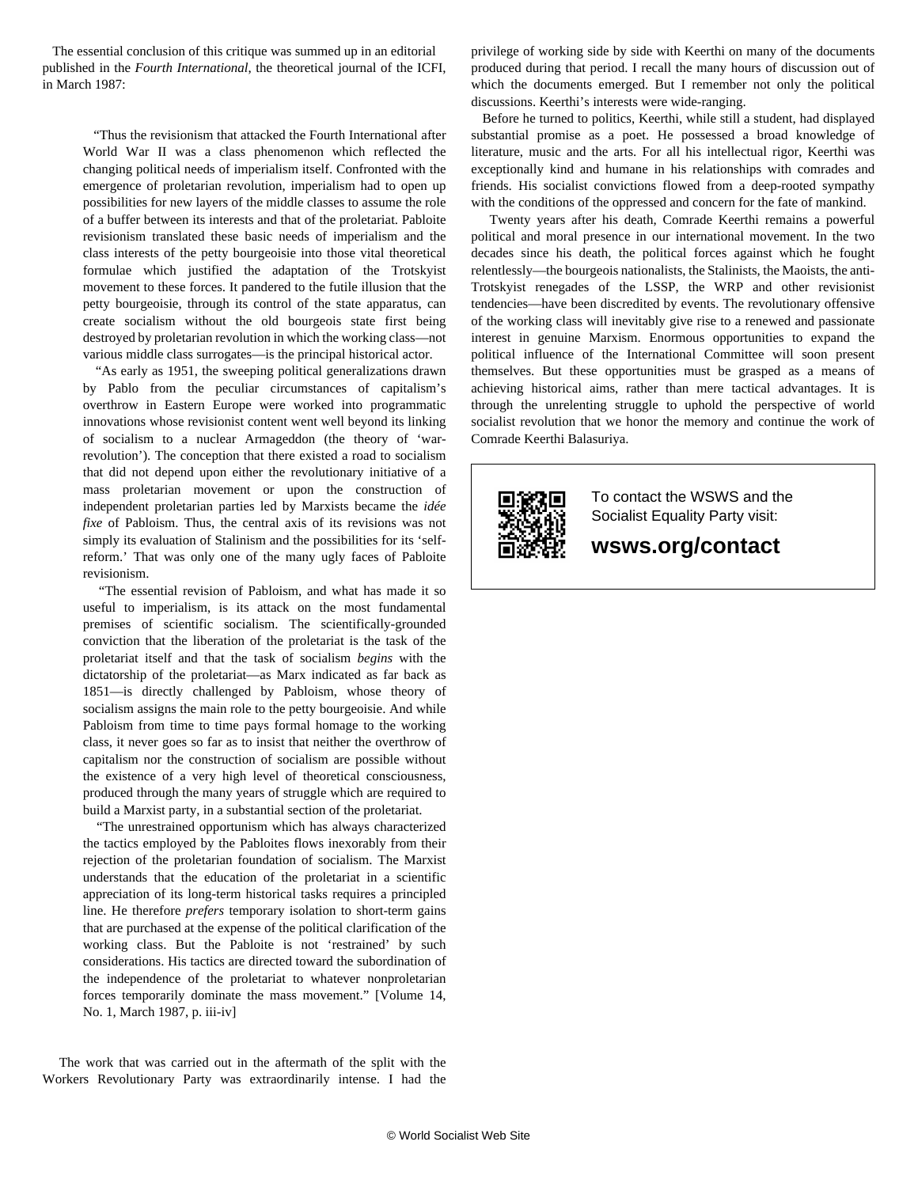The essential conclusion of this critique was summed up in an editorial published in the *Fourth International*, the theoretical journal of the ICFI, in March 1987:

> "Thus the revisionism that attacked the Fourth International after World War II was a class phenomenon which reflected the changing political needs of imperialism itself. Confronted with the emergence of proletarian revolution, imperialism had to open up possibilities for new layers of the middle classes to assume the role of a buffer between its interests and that of the proletariat. Pabloite revisionism translated these basic needs of imperialism and the class interests of the petty bourgeoisie into those vital theoretical formulae which justified the adaptation of the Trotskyist movement to these forces. It pandered to the futile illusion that the petty bourgeoisie, through its control of the state apparatus, can create socialism without the old bourgeois state first being destroyed by proletarian revolution in which the working class—not various middle class surrogates—is the principal historical actor.
>
> "As early as 1951, the sweeping political generalizations drawn by Pablo from the peculiar circumstances of capitalism's overthrow in Eastern Europe were worked into programmatic innovations whose revisionist content went well beyond its linking of socialism to a nuclear Armageddon (the theory of 'war-revolution'). The conception that there existed a road to socialism that did not depend upon either the revolutionary initiative of a mass proletarian movement or upon the construction of independent proletarian parties led by Marxists became the *idée fixe* of Pabloism. Thus, the central axis of its revisions was not simply its evaluation of Stalinism and the possibilities for its 'self-reform.' That was only one of the many ugly faces of Pabloite revisionism.
>
> "The essential revision of Pabloism, and what has made it so useful to imperialism, is its attack on the most fundamental premises of scientific socialism. The scientifically-grounded conviction that the liberation of the proletariat is the task of the proletariat itself and that the task of socialism *begins* with the dictatorship of the proletariat—as Marx indicated as far back as 1851—is directly challenged by Pabloism, whose theory of socialism assigns the main role to the petty bourgeoisie. And while Pabloism from time to time pays formal homage to the working class, it never goes so far as to insist that neither the overthrow of capitalism nor the construction of socialism are possible without the existence of a very high level of theoretical consciousness, produced through the many years of struggle which are required to build a Marxist party, in a substantial section of the proletariat.
>
> "The unrestrained opportunism which has always characterized the tactics employed by the Pabloites flows inexorably from their rejection of the proletarian foundation of socialism. The Marxist understands that the education of the proletariat in a scientific appreciation of its long-term historical tasks requires a principled line. He therefore *prefers* temporary isolation to short-term gains that are purchased at the expense of the political clarification of the working class. But the Pabloite is not 'restrained' by such considerations. His tactics are directed toward the subordination of the independence of the proletariat to whatever nonproletarian forces temporarily dominate the mass movement." [Volume 14, No. 1, March 1987, p. iii-iv]

The work that was carried out in the aftermath of the split with the Workers Revolutionary Party was extraordinarily intense. I had the privilege of working side by side with Keerthi on many of the documents produced during that period. I recall the many hours of discussion out of which the documents emerged. But I remember not only the political discussions. Keerthi's interests were wide-ranging.

Before he turned to politics, Keerthi, while still a student, had displayed substantial promise as a poet. He possessed a broad knowledge of literature, music and the arts. For all his intellectual rigor, Keerthi was exceptionally kind and humane in his relationships with comrades and friends. His socialist convictions flowed from a deep-rooted sympathy with the conditions of the oppressed and concern for the fate of mankind.

Twenty years after his death, Comrade Keerthi remains a powerful political and moral presence in our international movement. In the two decades since his death, the political forces against which he fought relentlessly—the bourgeois nationalists, the Stalinists, the Maoists, the anti-Trotskyist renegades of the LSSP, the WRP and other revisionist tendencies—have been discredited by events. The revolutionary offensive of the working class will inevitably give rise to a renewed and passionate interest in genuine Marxism. Enormous opportunities to expand the political influence of the International Committee will soon present themselves. But these opportunities must be grasped as a means of achieving historical aims, rather than mere tactical advantages. It is through the unrelenting struggle to uphold the perspective of world socialist revolution that we honor the memory and continue the work of Comrade Keerthi Balasuriya.

To contact the WSWS and the Socialist Equality Party visit:

**wsws.org/contact**